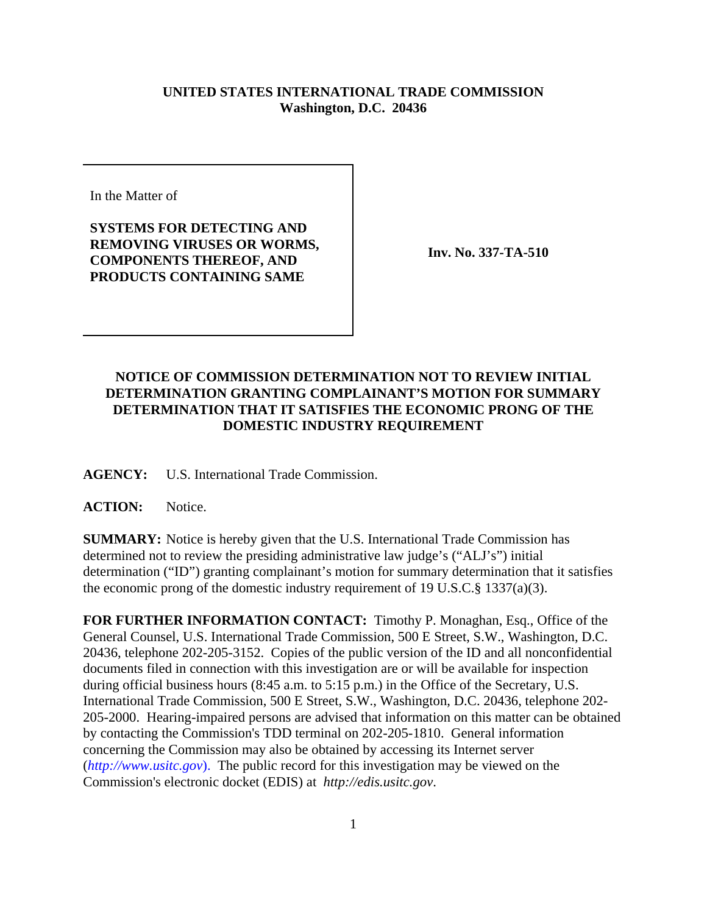**UNITED STATES INTERNATIONAL TRADE COMMISSION**
**Washington, D.C. 20436**

| In the Matter of<br><br>**SYSTEMS FOR DETECTING AND REMOVING VIRUSES OR WORMS, COMPONENTS THEREOF, AND PRODUCTS CONTAINING SAME** | **Inv. No. 337-TA-510** |
|---|---|

## NOTICE OF COMMISSION DETERMINATION NOT TO REVIEW INITIAL DETERMINATION GRANTING COMPLAINANT'S MOTION FOR SUMMARY DETERMINATION THAT IT SATISFIES THE ECONOMIC PRONG OF THE DOMESTIC INDUSTRY REQUIREMENT

**AGENCY:** U.S. International Trade Commission.

**ACTION:** Notice.

**SUMMARY:** Notice is hereby given that the U.S. International Trade Commission has determined not to review the presiding administrative law judge's ("ALJ's") initial determination ("ID") granting complainant's motion for summary determination that it satisfies the economic prong of the domestic industry requirement of 19 U.S.C.§ 1337(a)(3).

**FOR FURTHER INFORMATION CONTACT:** Timothy P. Monaghan, Esq., Office of the General Counsel, U.S. International Trade Commission, 500 E Street, S.W., Washington, D.C. 20436, telephone 202-205-3152. Copies of the public version of the ID and all nonconfidential documents filed in connection with this investigation are or will be available for inspection during official business hours (8:45 a.m. to 5:15 p.m.) in the Office of the Secretary, U.S. International Trade Commission, 500 E Street, S.W., Washington, D.C. 20436, telephone 202-205-2000. Hearing-impaired persons are advised that information on this matter can be obtained by contacting the Commission's TDD terminal on 202-205-1810. General information concerning the Commission may also be obtained by accessing its Internet server (*http://www.usitc.gov*). The public record for this investigation may be viewed on the Commission's electronic docket (EDIS) at *http://edis.usitc.gov*.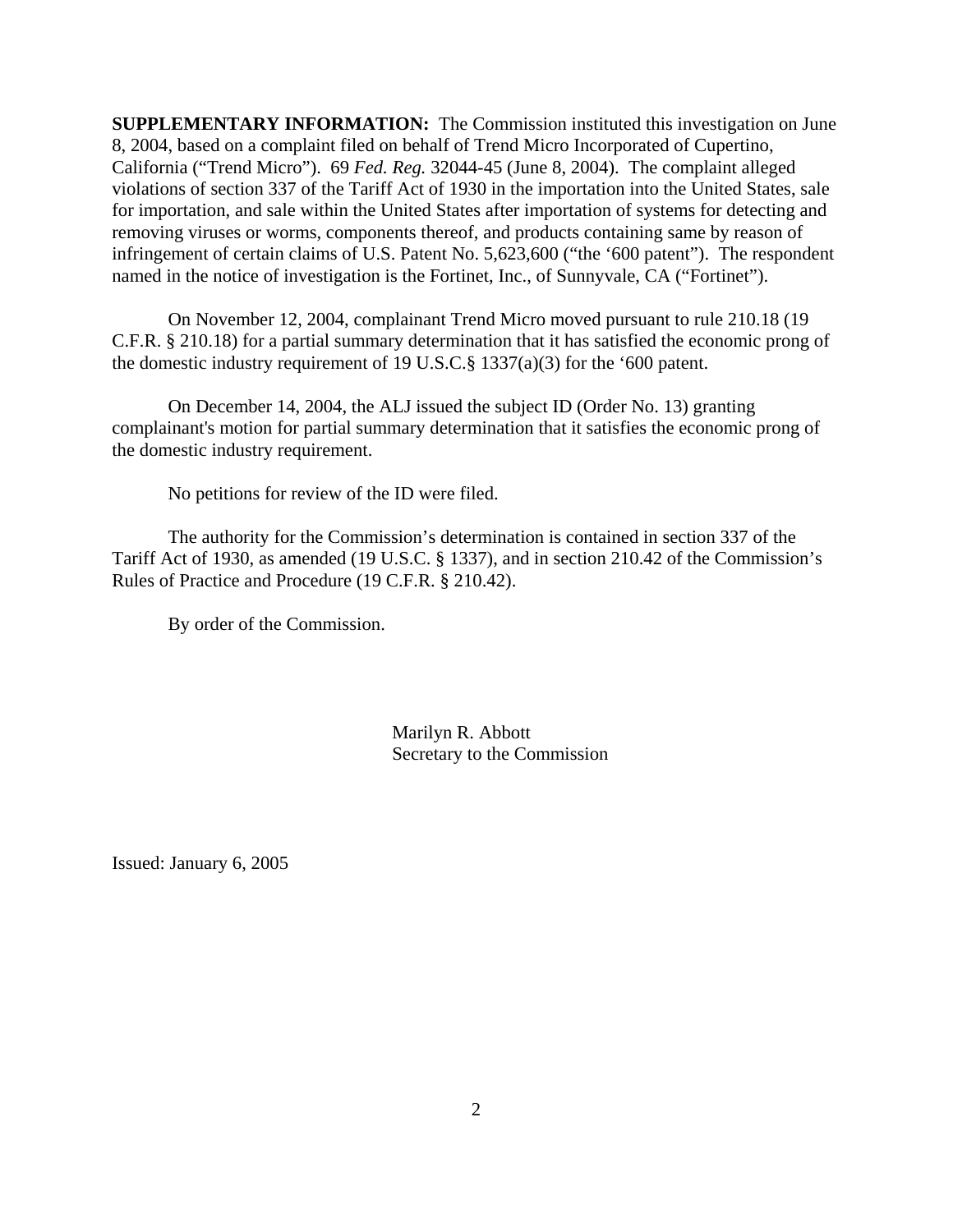**SUPPLEMENTARY INFORMATION:** The Commission instituted this investigation on June 8, 2004, based on a complaint filed on behalf of Trend Micro Incorporated of Cupertino, California ("Trend Micro"). 69 *Fed. Reg.* 32044-45 (June 8, 2004). The complaint alleged violations of section 337 of the Tariff Act of 1930 in the importation into the United States, sale for importation, and sale within the United States after importation of systems for detecting and removing viruses or worms, components thereof, and products containing same by reason of infringement of certain claims of U.S. Patent No. 5,623,600 ("the '600 patent"). The respondent named in the notice of investigation is the Fortinet, Inc., of Sunnyvale, CA ("Fortinet").

On November 12, 2004, complainant Trend Micro moved pursuant to rule 210.18 (19 C.F.R. § 210.18) for a partial summary determination that it has satisfied the economic prong of the domestic industry requirement of 19 U.S.C.§ 1337(a)(3) for the '600 patent.

On December 14, 2004, the ALJ issued the subject ID (Order No. 13) granting complainant's motion for partial summary determination that it satisfies the economic prong of the domestic industry requirement.

No petitions for review of the ID were filed.

The authority for the Commission's determination is contained in section 337 of the Tariff Act of 1930, as amended (19 U.S.C. § 1337), and in section 210.42 of the Commission's Rules of Practice and Procedure (19 C.F.R. § 210.42).

By order of the Commission.

Marilyn R. Abbott
Secretary to the Commission

Issued: January 6, 2005